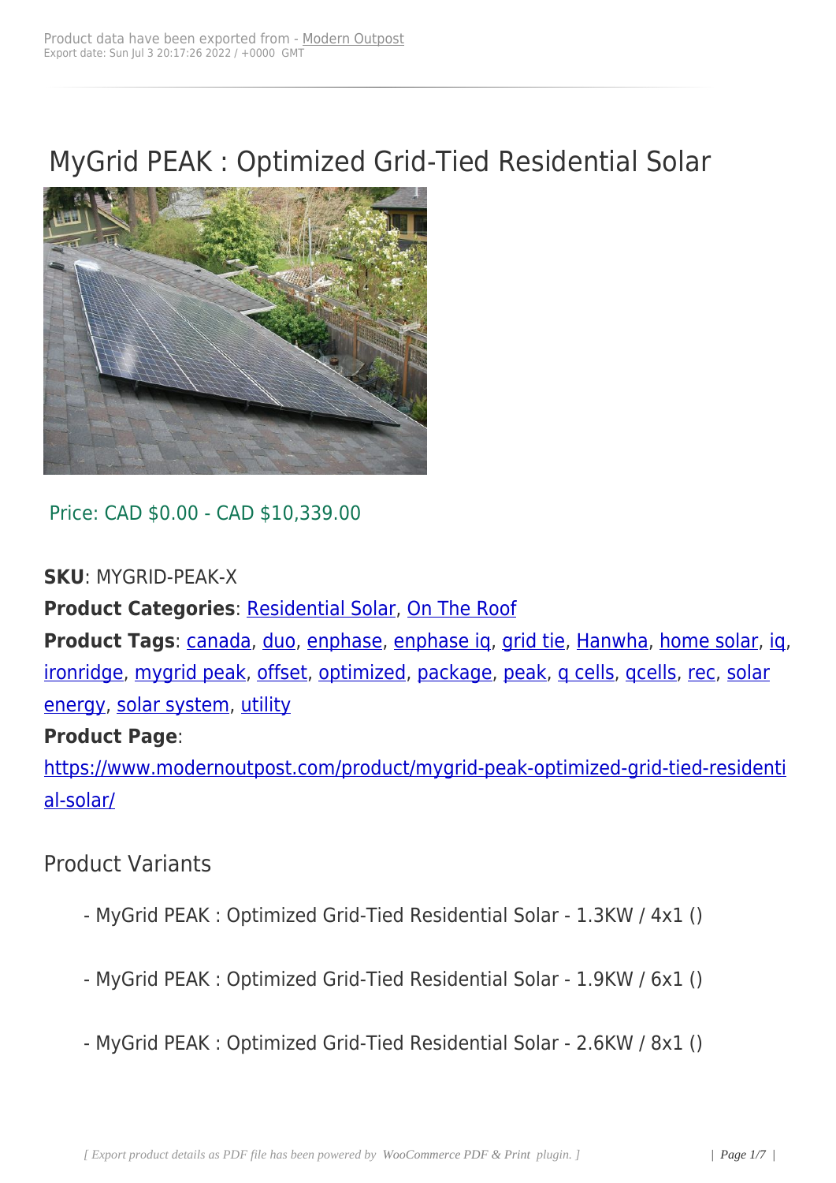# MyGrid PEAK : Optimized Grid-Tied Residential Solar

Price: CAD $0.00 - CAD $10,339.00

**SKU**: MYGRID-PEAK-X

**Product Categories**: Residential Solar, On The Roof

**Product Tags**: canada, duo, enphase, enphase iq, grid tie, Hanwha, home solar, iq, ironridge, mygrid peak, offset, optimized, package, peak, q cells, qcells, rec, solar energy, solar system, utility

**Product Page**: https://www.modernoutpost.com/product/mygrid-peak-optimized-grid-tied-residential-solar/

## Product Variants

- MyGrid PEAK : Optimized Grid-Tied Residential Solar - 1.3KW / 4x1 ()

- MyGrid PEAK : Optimized Grid-Tied Residential Solar - 1.9KW / 6x1 ()

- MyGrid PEAK : Optimized Grid-Tied Residential Solar - 2.6KW / 8x1 ()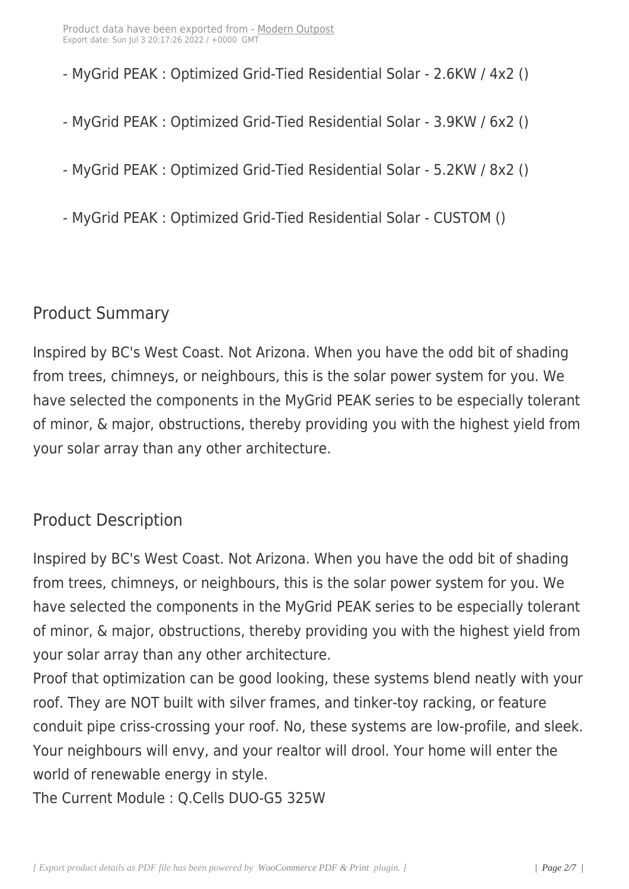- MyGrid PEAK : Optimized Grid-Tied Residential Solar - 2.6KW / 4x2 ()

- MyGrid PEAK : Optimized Grid-Tied Residential Solar - 3.9KW / 6x2 ()

- MyGrid PEAK : Optimized Grid-Tied Residential Solar - 5.2KW / 8x2 ()

- MyGrid PEAK : Optimized Grid-Tied Residential Solar - CUSTOM ()

## Product Summary

Inspired by BC's West Coast. Not Arizona. When you have the odd bit of shading from trees, chimneys, or neighbours, this is the solar power system for you. We have selected the components in the MyGrid PEAK series to be especially tolerant of minor, & major, obstructions, thereby providing you with the highest yield from your solar array than any other architecture.

## Product Description

Inspired by BC's West Coast. Not Arizona. When you have the odd bit of shading from trees, chimneys, or neighbours, this is the solar power system for you. We have selected the components in the MyGrid PEAK series to be especially tolerant of minor, & major, obstructions, thereby providing you with the highest yield from your solar array than any other architecture.
Proof that optimization can be good looking, these systems blend neatly with your roof. They are NOT built with silver frames, and tinker-toy racking, or feature conduit pipe criss-crossing your roof. No, these systems are low-profile, and sleek. Your neighbours will envy, and your realtor will drool. Your home will enter the world of renewable energy in style.
The Current Module : Q.Cells DUO-G5 325W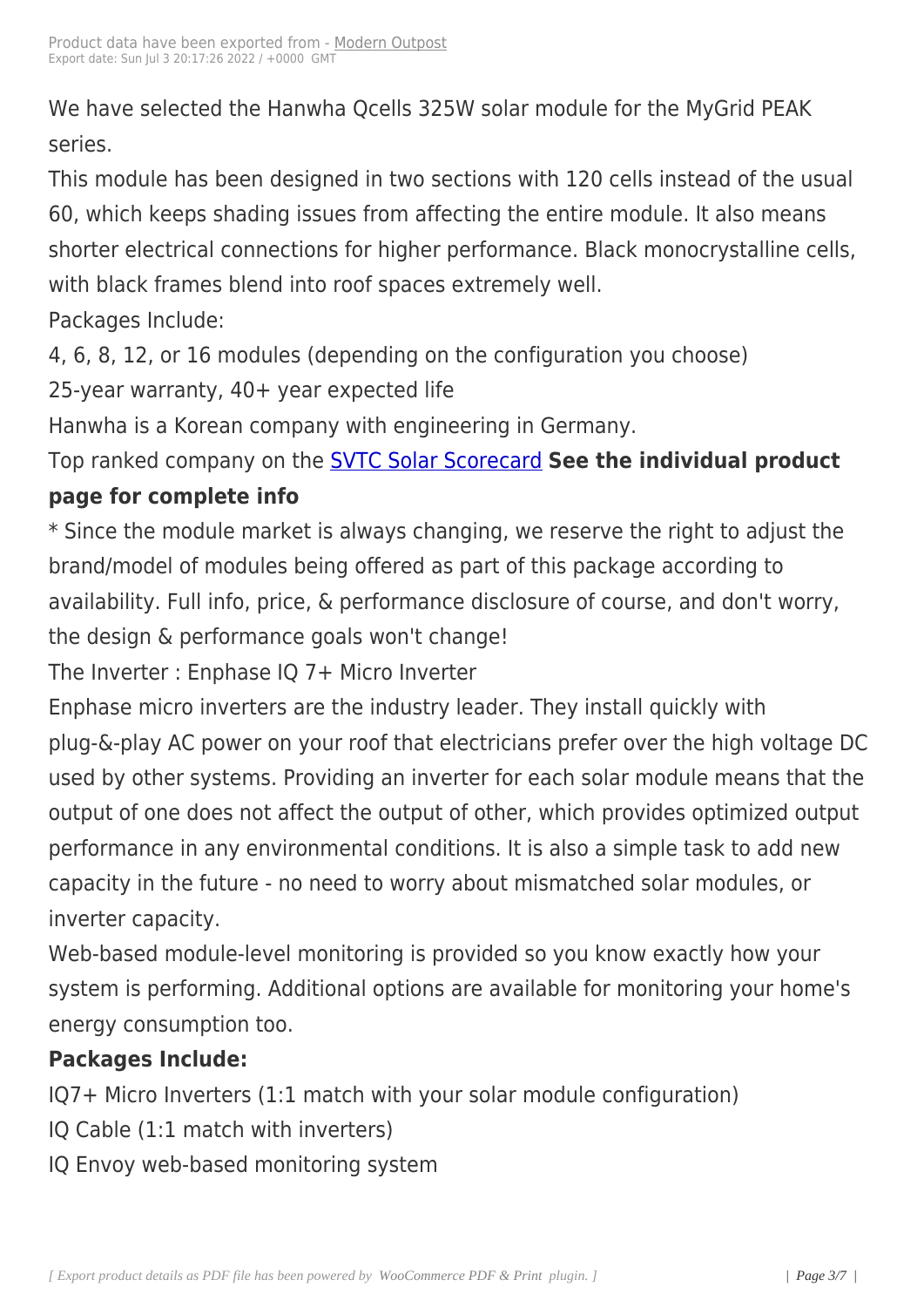We have selected the Hanwha Qcells 325W solar module for the MyGrid PEAK series.

This module has been designed in two sections with 120 cells instead of the usual 60, which keeps shading issues from affecting the entire module. It also means shorter electrical connections for higher performance. Black monocrystalline cells, with black frames blend into roof spaces extremely well.

Packages Include:

4, 6, 8, 12, or 16 modules (depending on the configuration you choose)

25-year warranty, 40+ year expected life

Hanwha is a Korean company with engineering in Germany.

Top ranked company on the [SVTC Solar Scorecard](#) **See the individual product page for complete info**

* Since the module market is always changing, we reserve the right to adjust the brand/model of modules being offered as part of this package according to availability. Full info, price, & performance disclosure of course, and don't worry, the design & performance goals won't change!

The Inverter : Enphase IQ 7+ Micro Inverter

Enphase micro inverters are the industry leader. They install quickly with plug-&-play AC power on your roof that electricians prefer over the high voltage DC used by other systems. Providing an inverter for each solar module means that the output of one does not affect the output of other, which provides optimized output performance in any environmental conditions. It is also a simple task to add new capacity in the future - no need to worry about mismatched solar modules, or inverter capacity.

Web-based module-level monitoring is provided so you know exactly how your system is performing. Additional options are available for monitoring your home's energy consumption too.

**Packages Include:**

IQ7+ Micro Inverters (1:1 match with your solar module configuration)

IQ Cable (1:1 match with inverters)

IQ Envoy web-based monitoring system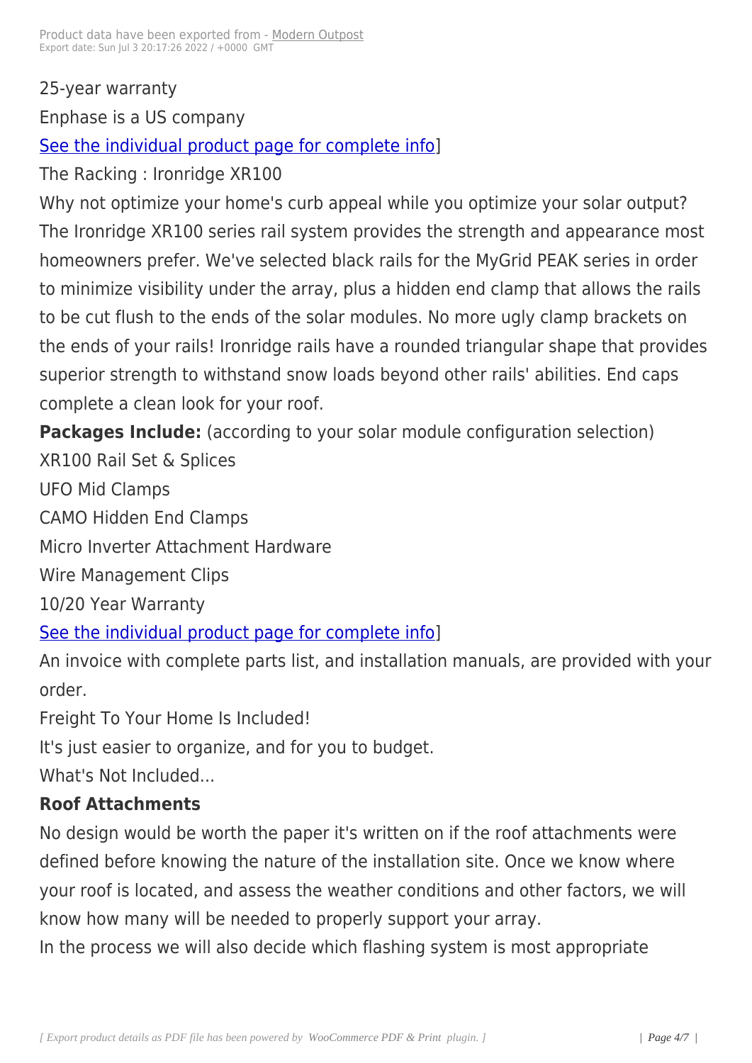25-year warranty

Enphase is a US company

See the individual product page for complete info]

The Racking : Ironridge XR100

Why not optimize your home's curb appeal while you optimize your solar output? The Ironridge XR100 series rail system provides the strength and appearance most homeowners prefer. We've selected black rails for the MyGrid PEAK series in order to minimize visibility under the array, plus a hidden end clamp that allows the rails to be cut flush to the ends of the solar modules. No more ugly clamp brackets on the ends of your rails! Ironridge rails have a rounded triangular shape that provides superior strength to withstand snow loads beyond other rails' abilities. End caps complete a clean look for your roof.

**Packages Include:** (according to your solar module configuration selection)

XR100 Rail Set & Splices

UFO Mid Clamps

CAMO Hidden End Clamps

Micro Inverter Attachment Hardware

Wire Management Clips

10/20 Year Warranty

See the individual product page for complete info]

An invoice with complete parts list, and installation manuals, are provided with your order.

Freight To Your Home Is Included!

It's just easier to organize, and for you to budget.

What's Not Included...

**Roof Attachments**

No design would be worth the paper it's written on if the roof attachments were defined before knowing the nature of the installation site. Once we know where your roof is located, and assess the weather conditions and other factors, we will know how many will be needed to properly support your array.

In the process we will also decide which flashing system is most appropriate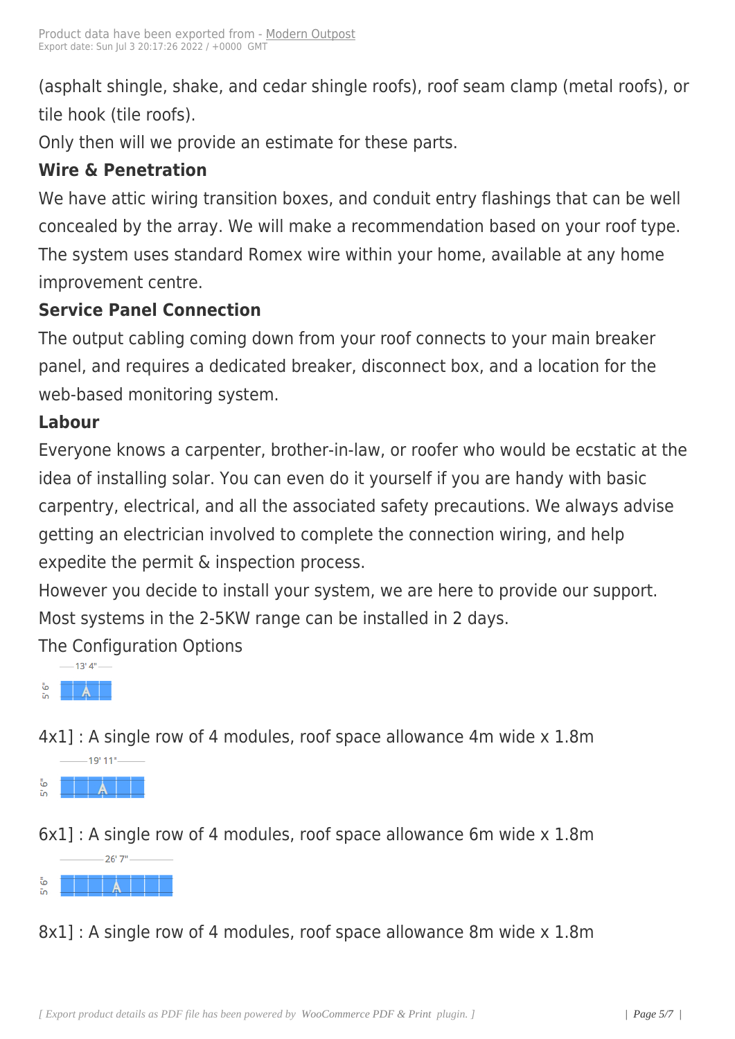(asphalt shingle, shake, and cedar shingle roofs), roof seam clamp (metal roofs), or tile hook (tile roofs).

Only then will we provide an estimate for these parts.

**Wire & Penetration**

We have attic wiring transition boxes, and conduit entry flashings that can be well concealed by the array. We will make a recommendation based on your roof type. The system uses standard Romex wire within your home, available at any home improvement centre.

**Service Panel Connection**

The output cabling coming down from your roof connects to your main breaker panel, and requires a dedicated breaker, disconnect box, and a location for the web-based monitoring system.

**Labour**

Everyone knows a carpenter, brother-in-law, or roofer who would be ecstatic at the idea of installing solar. You can even do it yourself if you are handy with basic carpentry, electrical, and all the associated safety precautions. We always advise getting an electrician involved to complete the connection wiring, and help expedite the permit & inspection process.

However you decide to install your system, we are here to provide our support.

Most systems in the 2-5KW range can be installed in 2 days.

The Configuration Options

13' 4"

5' 6"

4x1] : A single row of 4 modules, roof space allowance 4m wide x 1.8m

19' 11"

5' 6"

6x1] : A single row of 4 modules, roof space allowance 6m wide x 1.8m

26' 7"

5' 6"

8x1] : A single row of 4 modules, roof space allowance 8m wide x 1.8m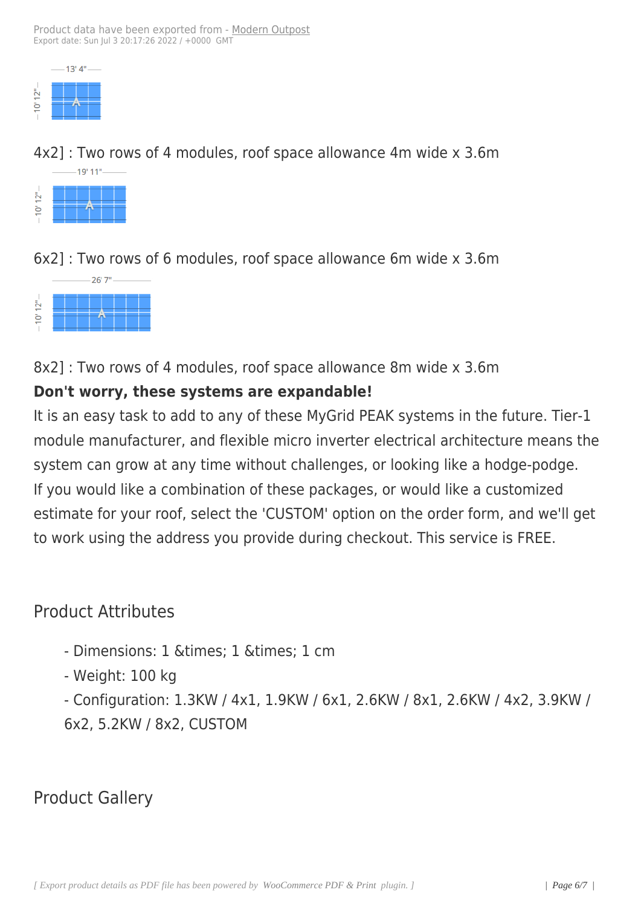4x2] : Two rows of 4 modules, roof space allowance 4m wide x 3.6m

6x2] : Two rows of 6 modules, roof space allowance 6m wide x 3.6m

8x2] : Two rows of 4 modules, roof space allowance 8m wide x 3.6m

**Don't worry, these systems are expandable!**

It is an easy task to add to any of these MyGrid PEAK systems in the future. Tier-1 module manufacturer, and flexible micro inverter electrical architecture means the system can grow at any time without challenges, or looking like a hodge-podge.
If you would like a combination of these packages, or would like a customized estimate for your roof, select the 'CUSTOM' option on the order form, and we'll get to work using the address you provide during checkout. This service is FREE.

## Product Attributes

- Dimensions: 1 &times; 1 &times; 1 cm
- Weight: 100 kg
- Configuration: 1.3KW / 4x1, 1.9KW / 6x1, 2.6KW / 8x1, 2.6KW / 4x2, 3.9KW / 6x2, 5.2KW / 8x2, CUSTOM

## Product Gallery